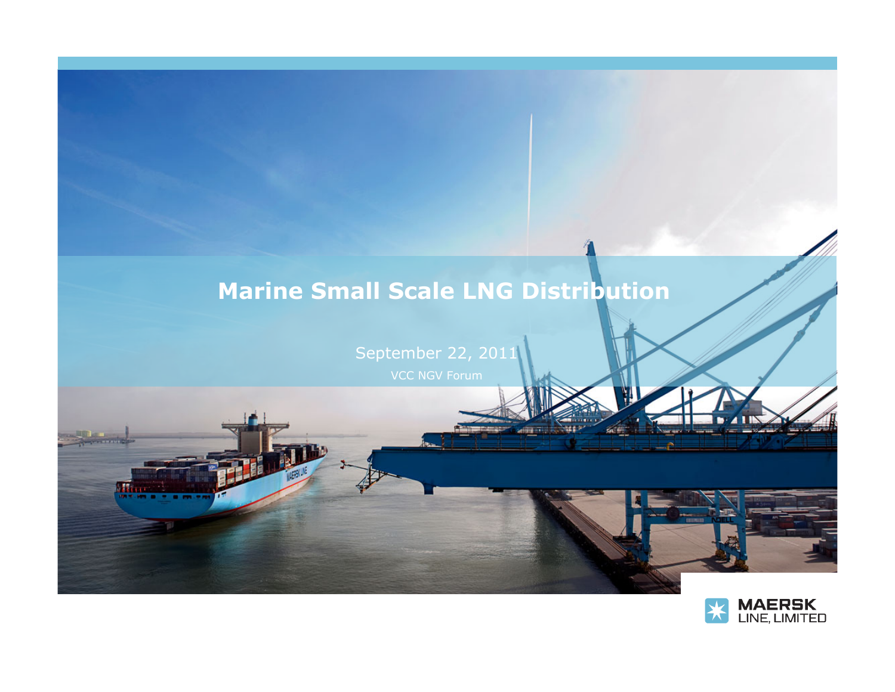# Marine Small Scale LNG Distribution

September 22, 2011

VCC NGV Forum

MAERSK LINE, LIMITED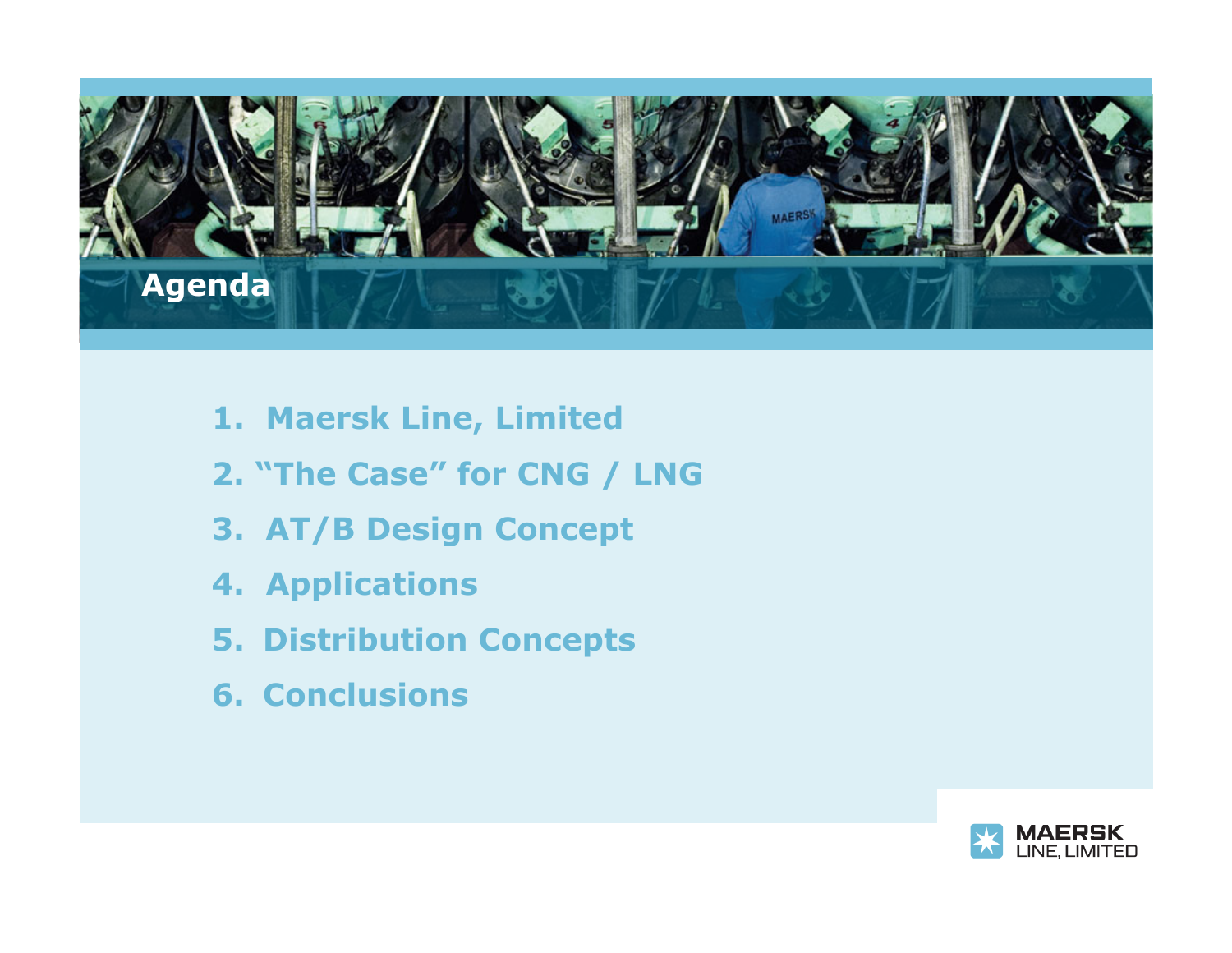# Agenda

1. Maersk Line, Limited
2. "The Case" for CNG / LNG
3. AT/B Design Concept
4. Applications
5. Distribution Concepts
6. Conclusions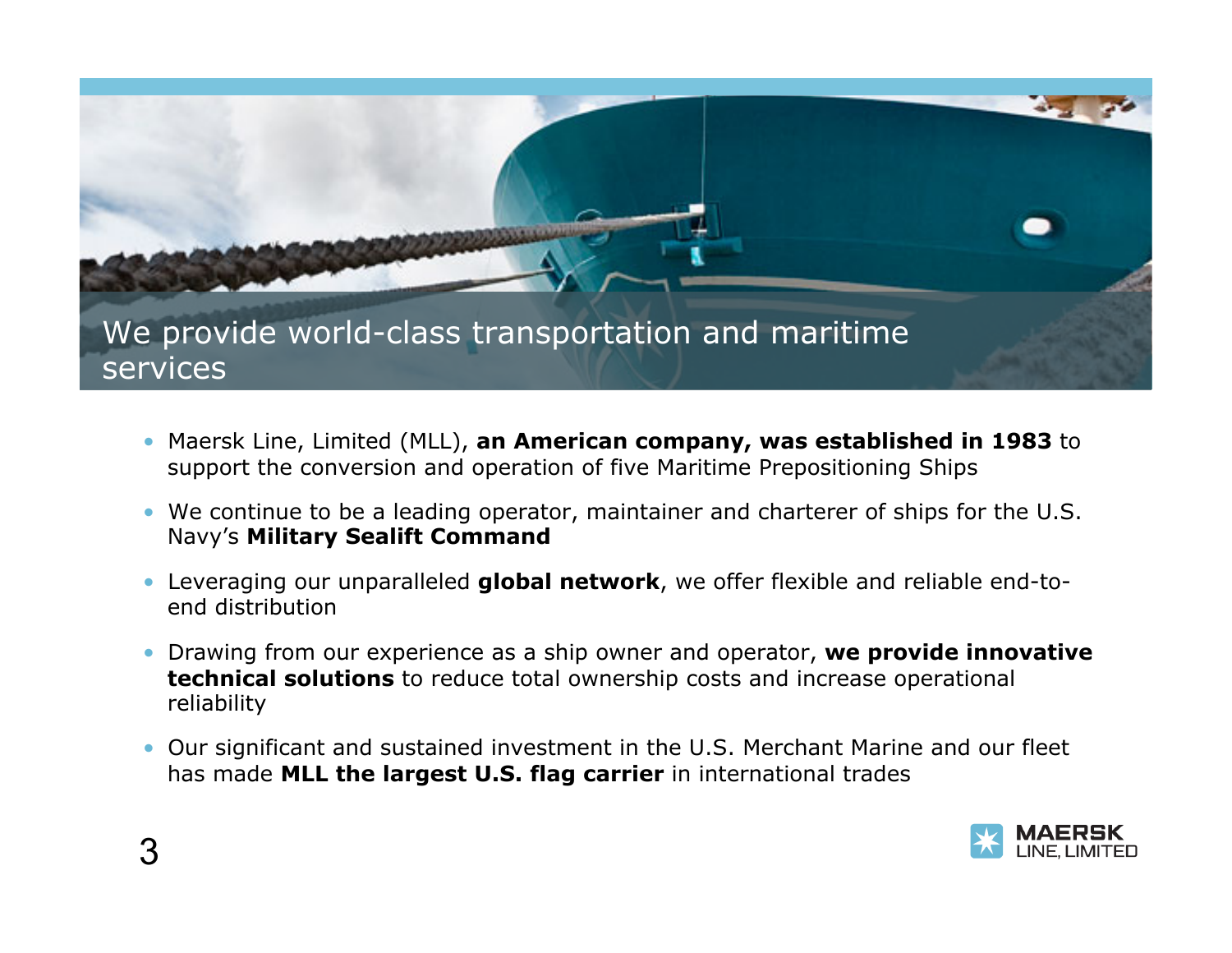# We provide world-class transportation and maritime services

- Maersk Line, Limited (MLL), **an American company, was established in 1983** to support the conversion and operation of five Maritime Prepositioning Ships
- We continue to be a leading operator, maintainer and charterer of ships for the U.S. Navy's **Military Sealift Command**
- Leveraging our unparalleled **global network**, we offer flexible and reliable end-to-end distribution
- Drawing from our experience as a ship owner and operator, **we provide innovative technical solutions** to reduce total ownership costs and increase operational reliability
- Our significant and sustained investment in the U.S. Merchant Marine and our fleet has made **MLL the largest U.S. flag carrier** in international trades

MAERSK LINE, LIMITED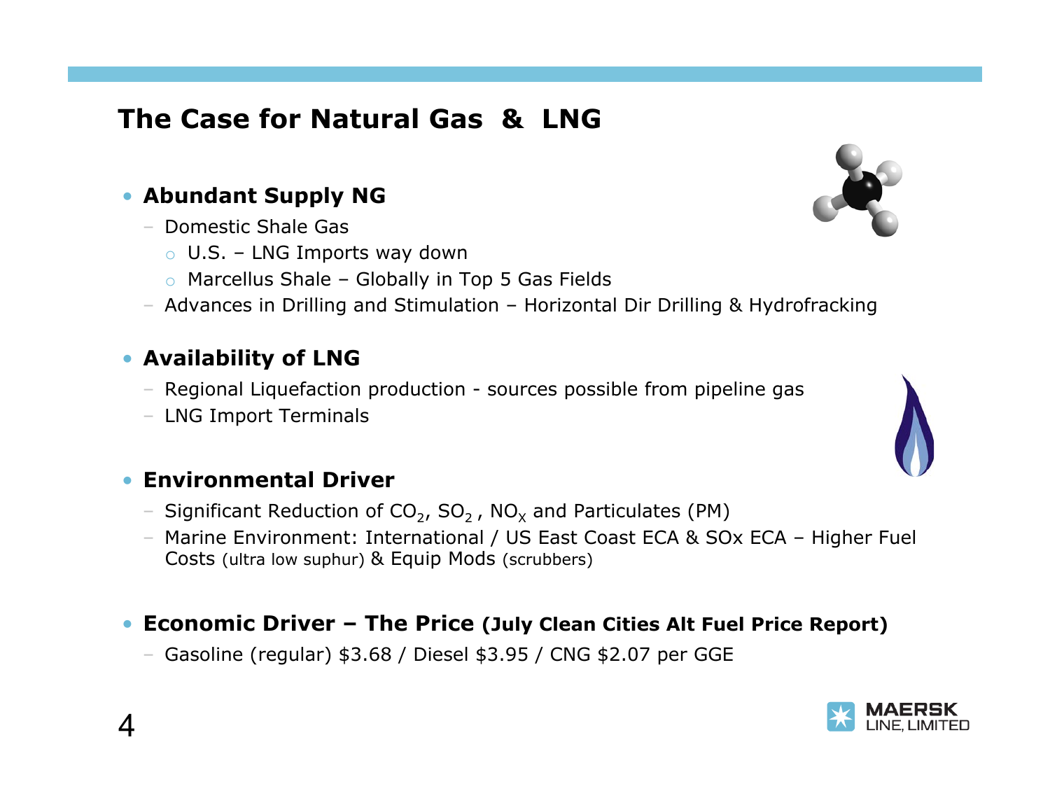# The Case for Natural Gas & LNG

- **Abundant Supply NG**
  - Domestic Shale Gas
    - U.S. – LNG Imports way down
    - Marcellus Shale – Globally in Top 5 Gas Fields
  - Advances in Drilling and Stimulation – Horizontal Dir Drilling & Hydrofracking

- **Availability of LNG**
  - Regional Liquefaction production - sources possible from pipeline gas
  - LNG Import Terminals

- **Environmental Driver**
  - Significant Reduction of $CO_2$, $SO_2$, $NO_X$ and Particulates (PM)
  - Marine Environment: International / US East Coast ECA & SOx ECA – Higher Fuel Costs (ultra low suphur) & Equip Mods (scrubbers)

- **Economic Driver – The Price (July Clean Cities Alt Fuel Price Report)**
  - Gasoline (regular) $3.68 / Diesel $3.95 / CNG $2.07 per GGE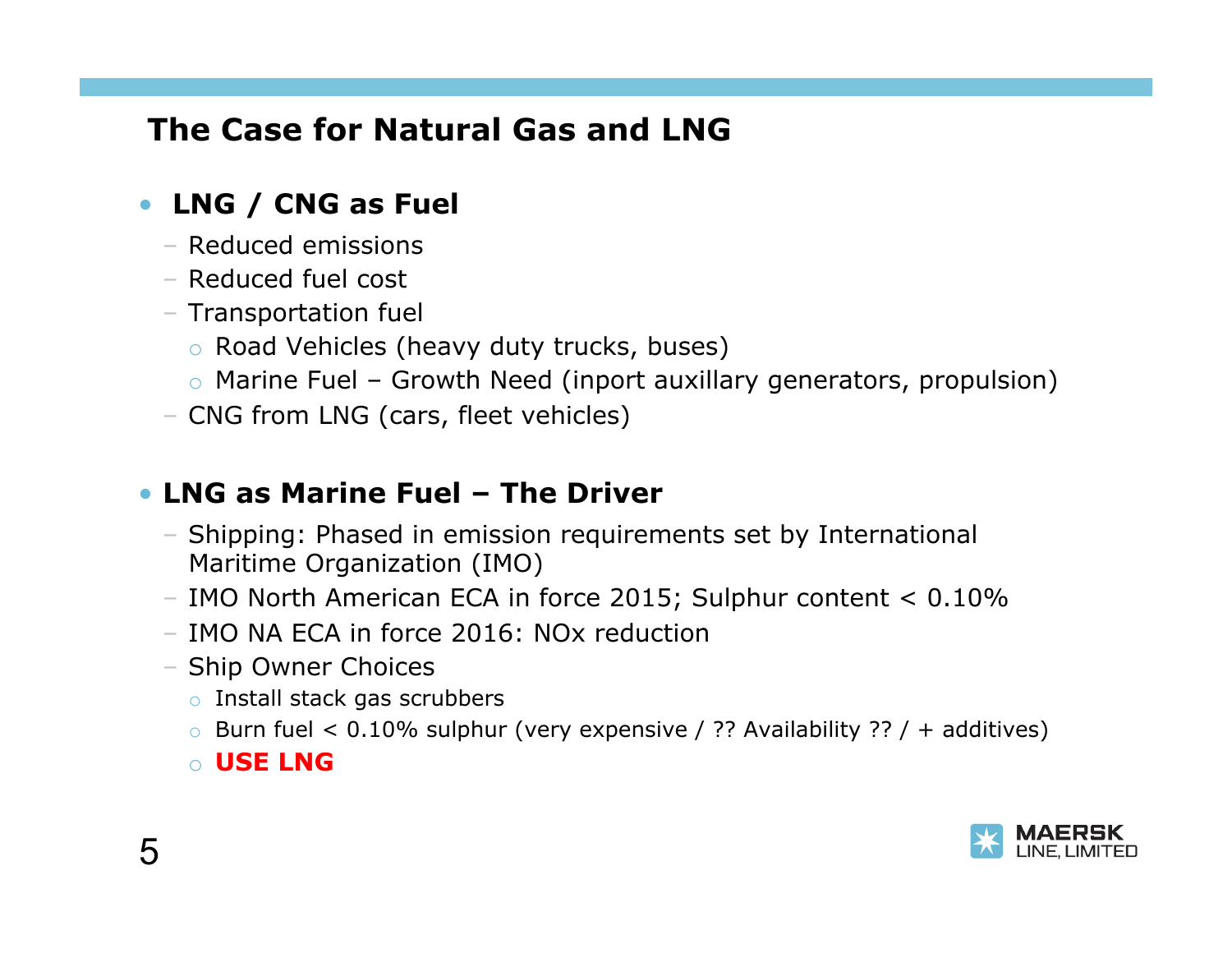# The Case for Natural Gas and LNG

- **LNG / CNG as Fuel**
  - Reduced emissions
  - Reduced fuel cost
  - Transportation fuel
    - Road Vehicles (heavy duty trucks, buses)
    - Marine Fuel – Growth Need (inport auxillary generators, propulsion)
  - CNG from LNG (cars, fleet vehicles)

- **LNG as Marine Fuel – The Driver**
  - Shipping: Phased in emission requirements set by International Maritime Organization (IMO)
  - IMO North American ECA in force 2015; Sulphur content < 0.10%
  - IMO NA ECA in force 2016: NOx reduction
  - Ship Owner Choices
    - Install stack gas scrubbers
    - Burn fuel < 0.10% sulphur (very expensive / ?? Availability ?? / + additives)
    - **USE LNG**

MAERSK LINE, LIMITED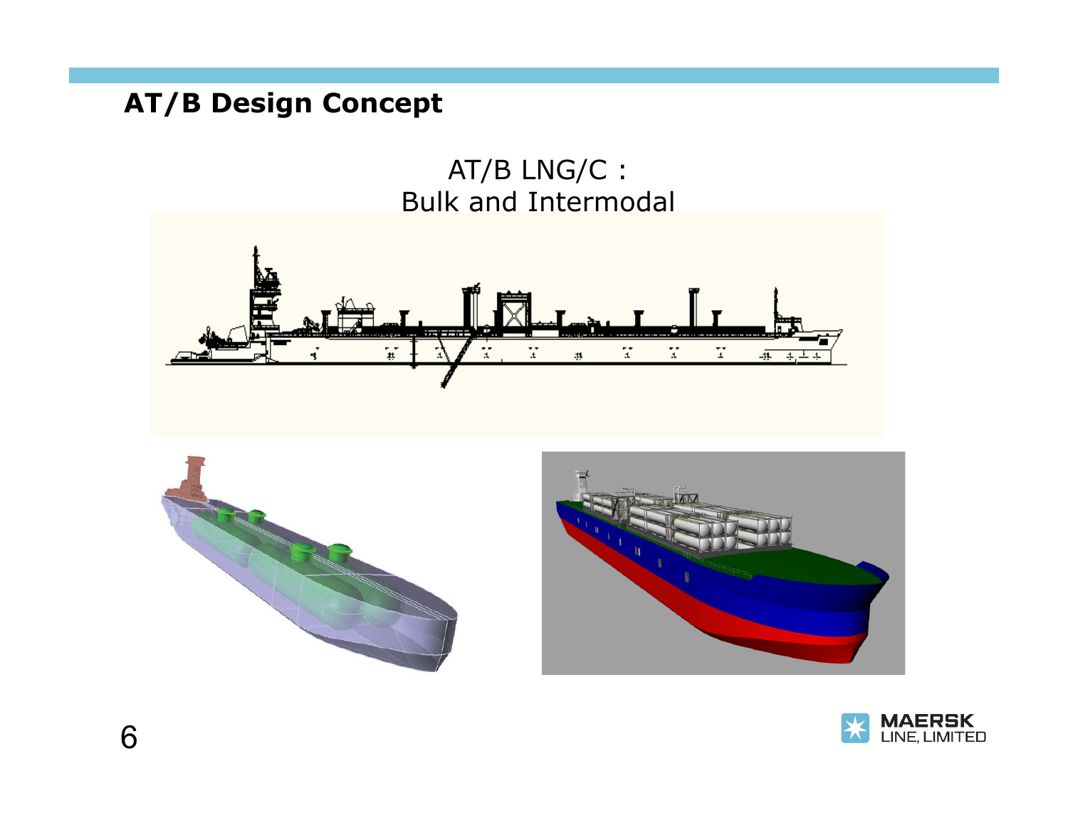## AT/B Design Concept

AT/B LNG/C :
Bulk and Intermodal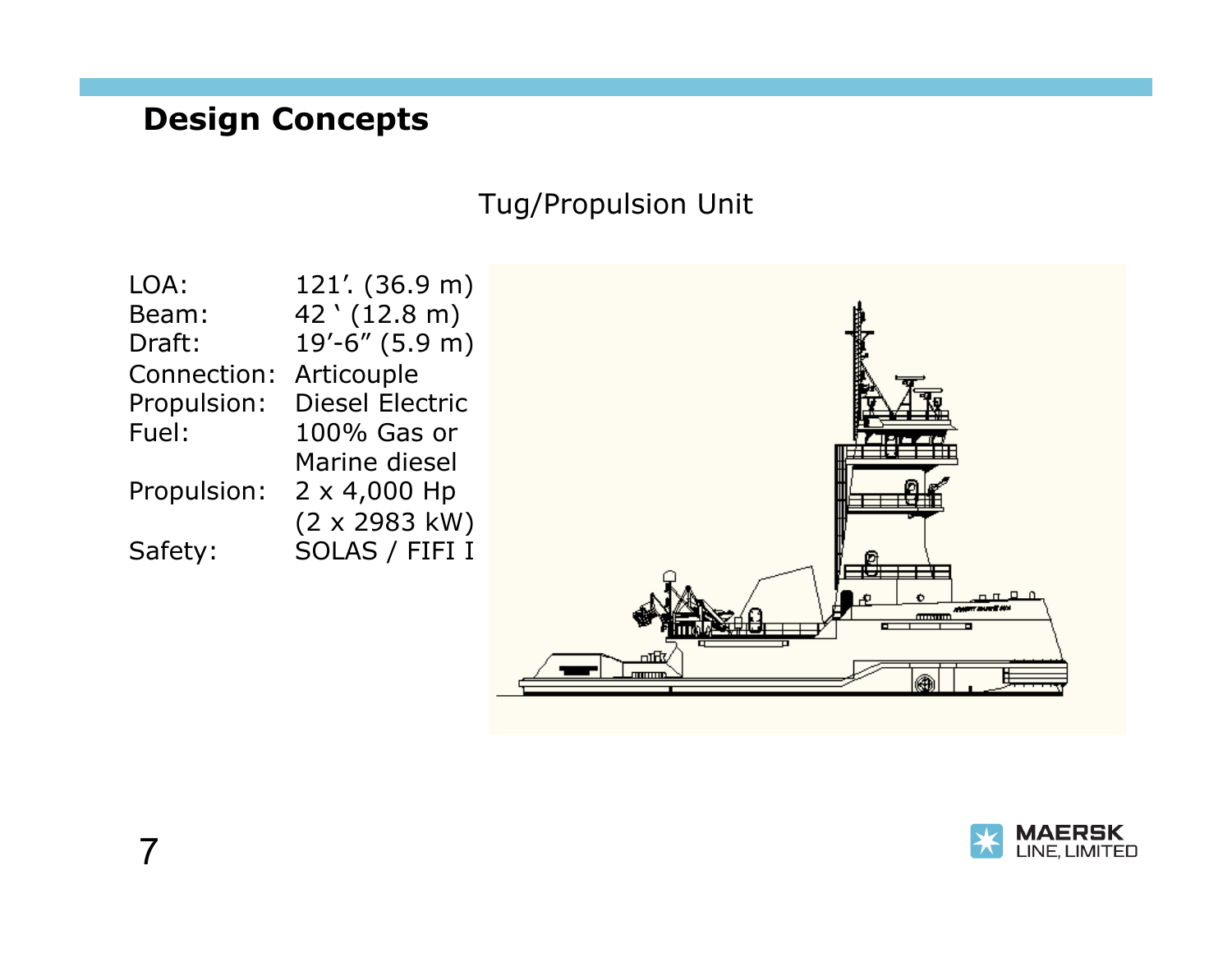## Design Concepts

### Tug/Propulsion Unit

| | |
|---|---|
| LOA: | 121’. (36.9 m) |
| Beam: | 42 ‘ (12.8 m) |
| Draft: | 19’-6” (5.9 m) |
| Connection: | Articouple |
| Propulsion: | Diesel Electric |
| Fuel: | 100% Gas or Marine diesel |
| Propulsion: | 2 x 4,000 Hp (2 x 2983 kW) |
| Safety: | SOLAS / FIFI I |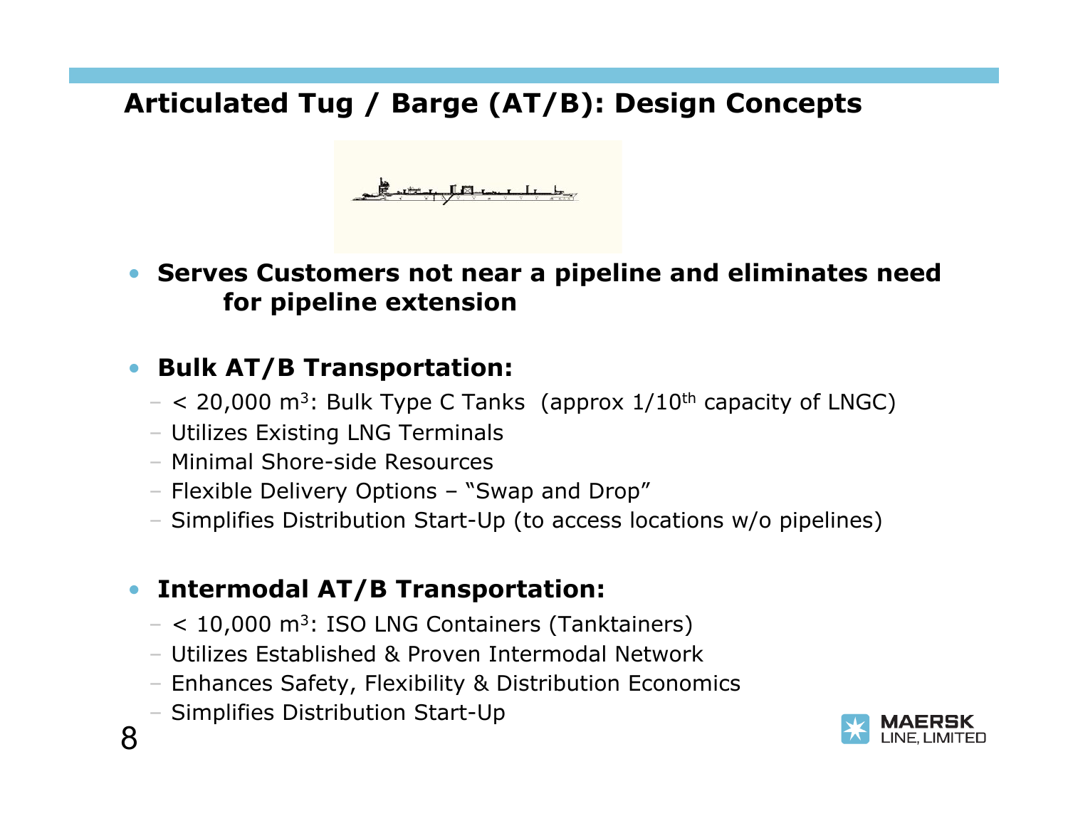# Articulated Tug / Barge (AT/B): Design Concepts

- **Serves Customers not near a pipeline and eliminates need for pipeline extension**

- **Bulk AT/B Transportation:**
  - < 20,000 $m^3$: Bulk Type C Tanks (approx 1/10$^{th}$ capacity of LNGC)
  - Utilizes Existing LNG Terminals
  - Minimal Shore-side Resources
  - Flexible Delivery Options – "Swap and Drop"
  - Simplifies Distribution Start-Up (to access locations w/o pipelines)

- **Intermodal AT/B Transportation:**
  - < 10,000 $m^3$: ISO LNG Containers (Tanktainers)
  - Utilizes Established & Proven Intermodal Network
  - Enhances Safety, Flexibility & Distribution Economics
  - Simplifies Distribution Start-Up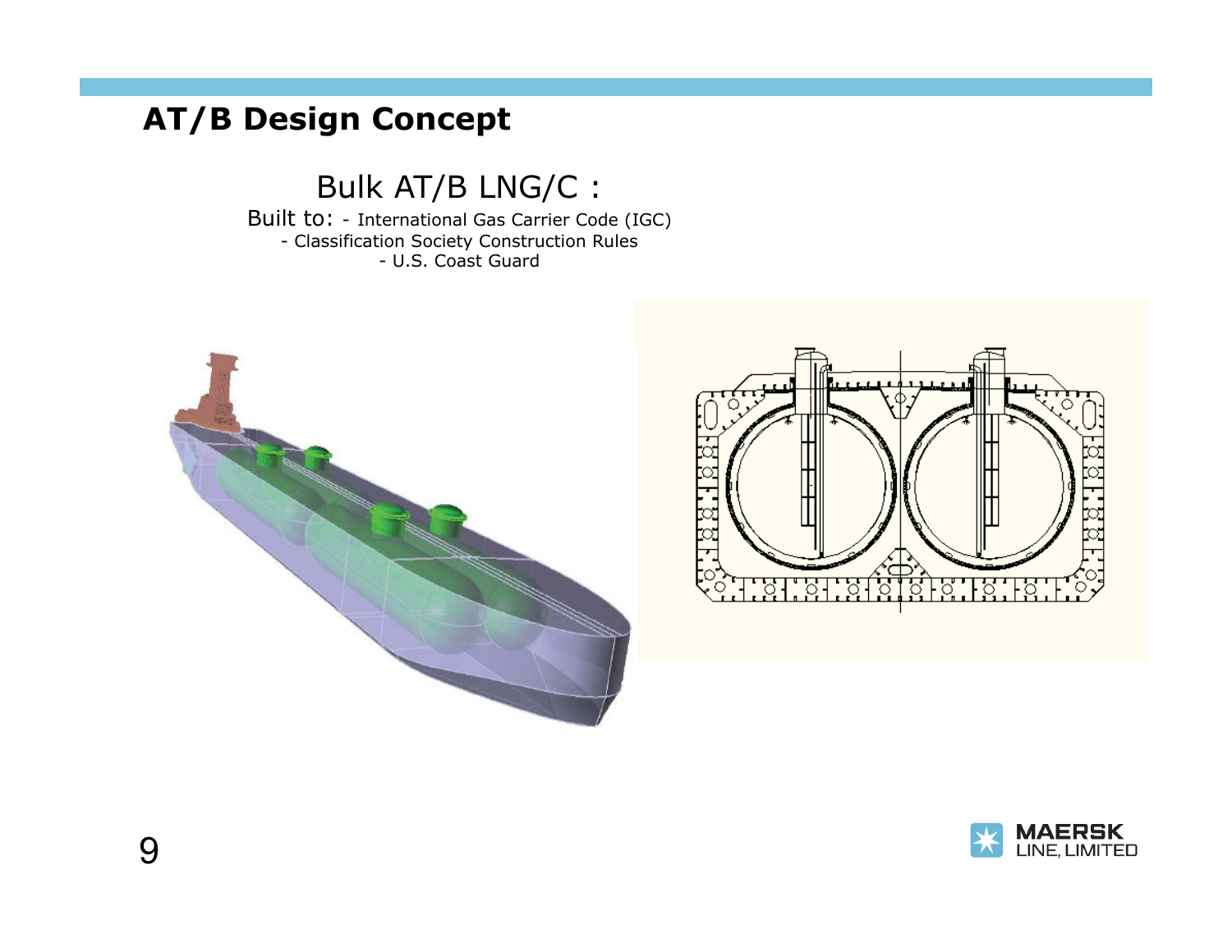# AT/B Design Concept

## Bulk AT/B LNG/C :

Built to:
- International Gas Carrier Code (IGC)
- Classification Society Construction Rules
- U.S. Coast Guard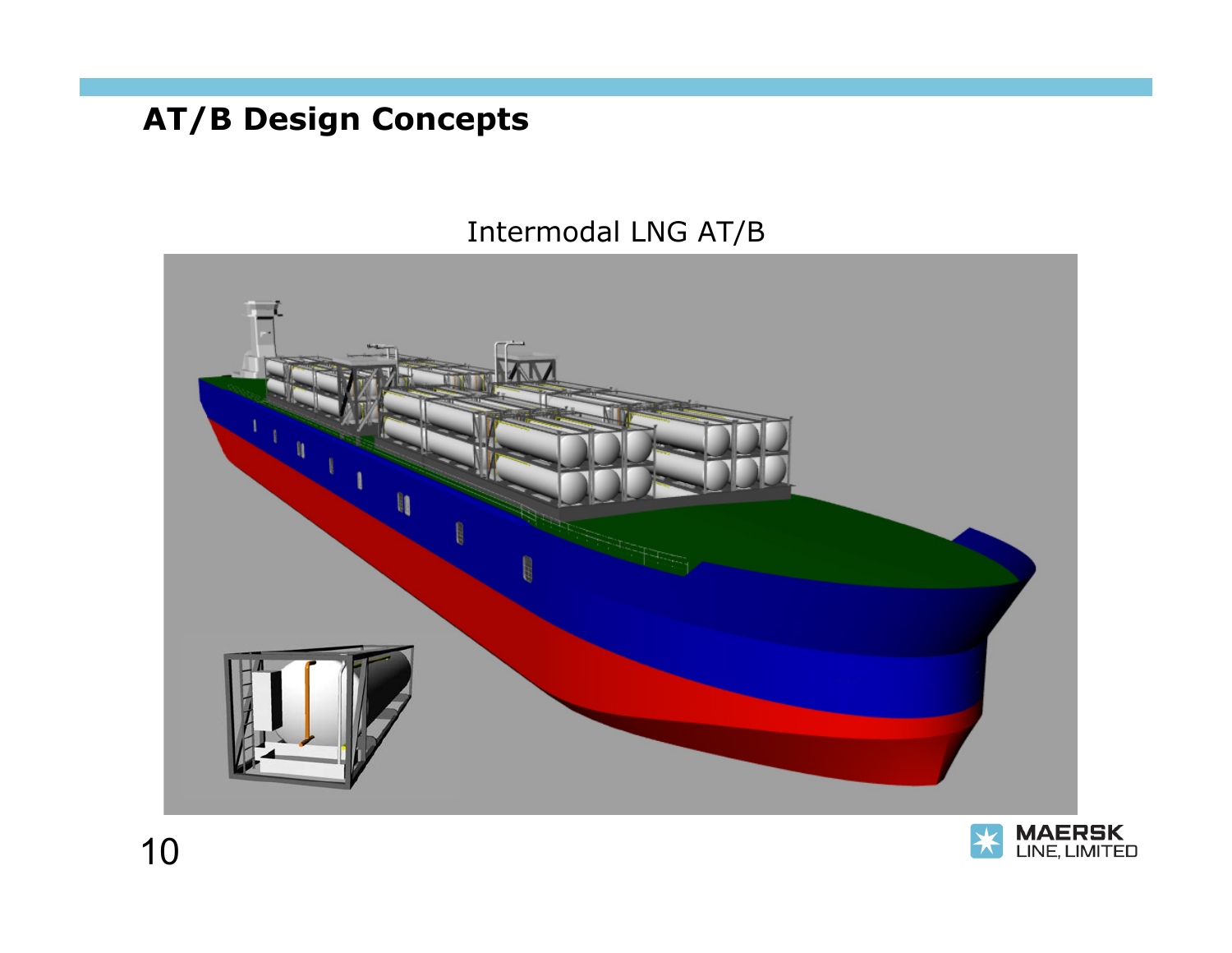## AT/B Design Concepts

Intermodal LNG AT/B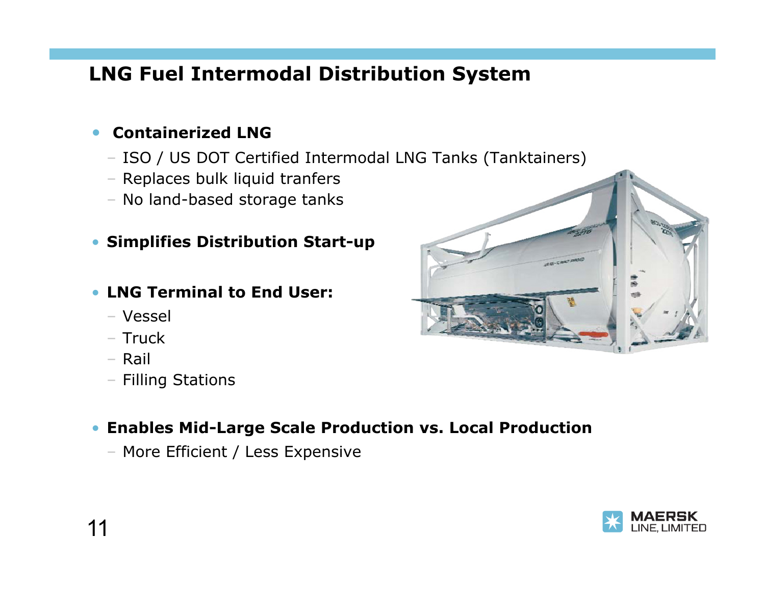## LNG Fuel Intermodal Distribution System

- **Containerized LNG**
  - ISO / US DOT Certified Intermodal LNG Tanks (Tanktainers)
  - Replaces bulk liquid tranfers
  - No land-based storage tanks

- **Simplifies Distribution Start-up**

- **LNG Terminal to End User:**
  - Vessel
  - Truck
  - Rail
  - Filling Stations

- **Enables Mid-Large Scale Production vs. Local Production**
  - More Efficient / Less Expensive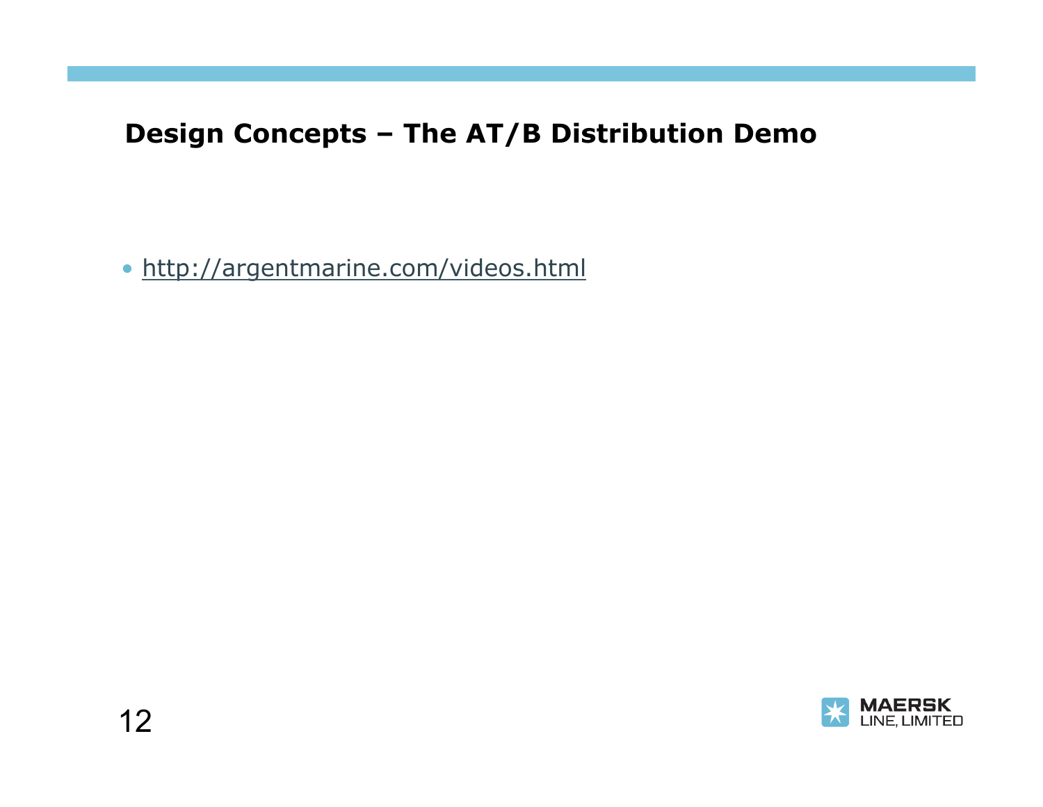## Design Concepts – The AT/B Distribution Demo

- http://argentmarine.com/videos.html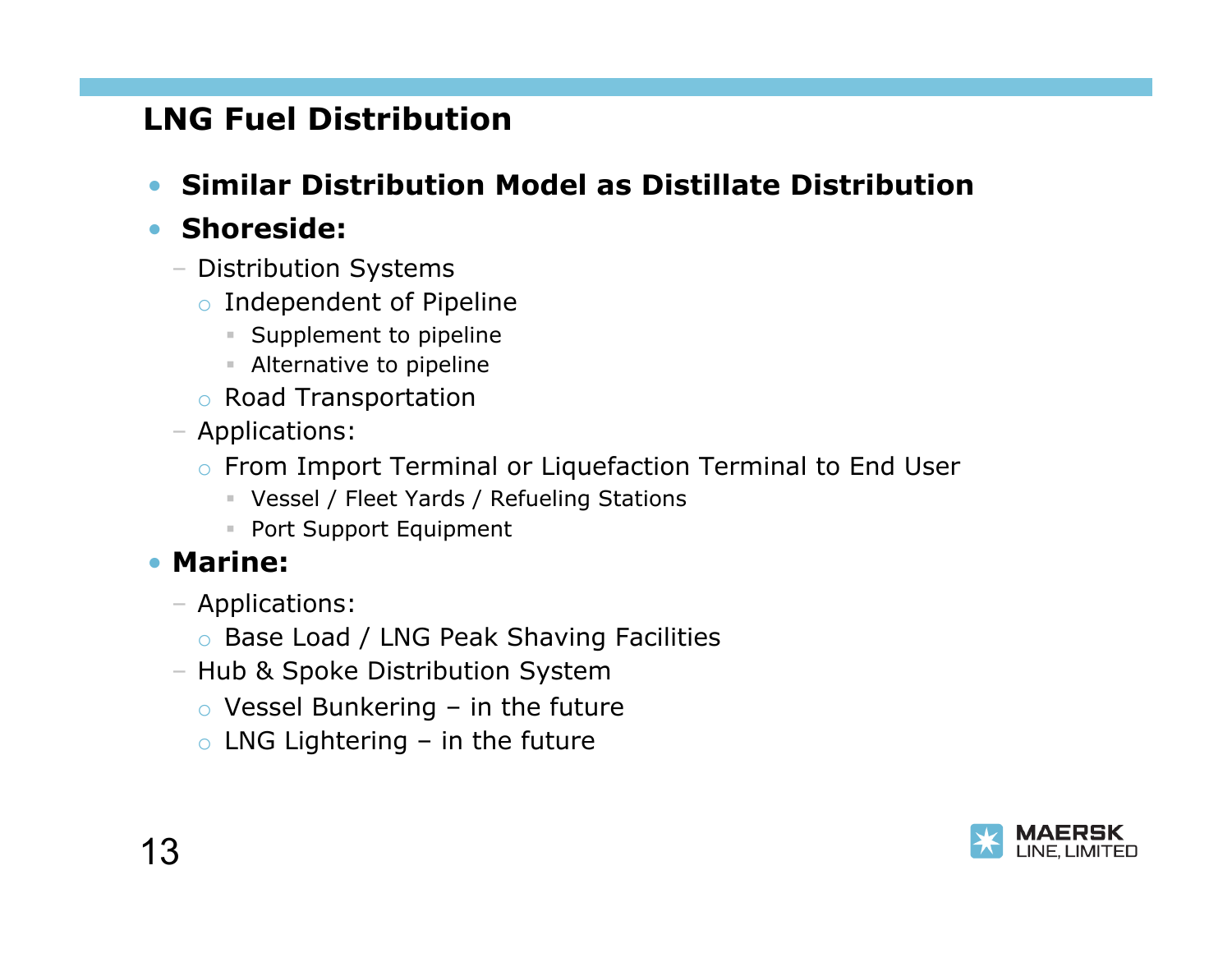## LNG Fuel Distribution

- **Similar Distribution Model as Distillate Distribution**
- **Shoreside:**
  - Distribution Systems
    - Independent of Pipeline
      - Supplement to pipeline
      - Alternative to pipeline
    - Road Transportation
  - Applications:
    - From Import Terminal or Liquefaction Terminal to End User
      - Vessel / Fleet Yards / Refueling Stations
      - Port Support Equipment
- **Marine:**
  - Applications:
    - Base Load / LNG Peak Shaving Facilities
  - Hub & Spoke Distribution System
    - Vessel Bunkering – in the future
    - LNG Lightering – in the future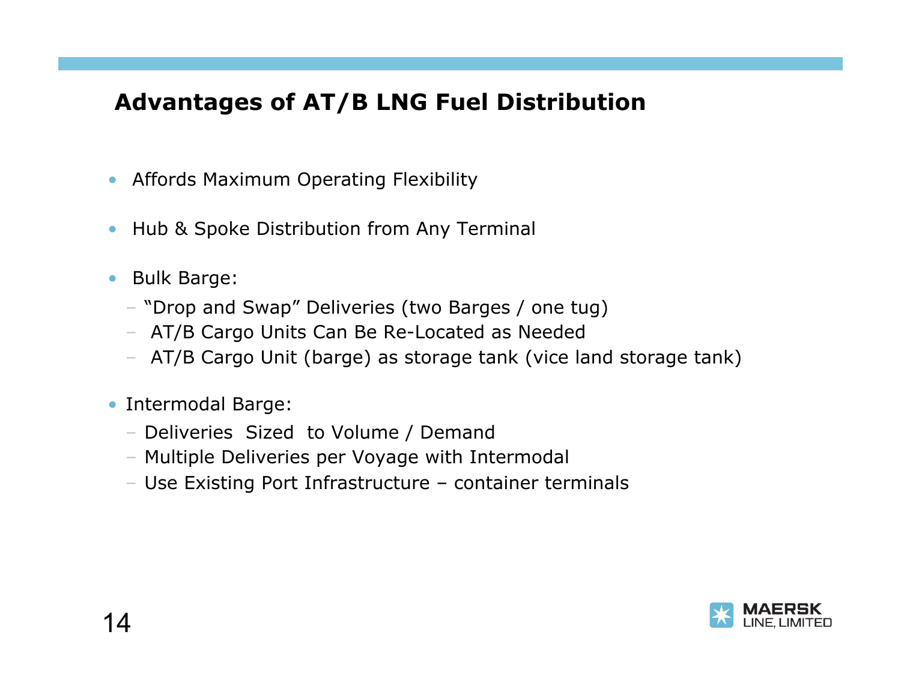## Advantages of AT/B LNG Fuel Distribution

- Affords Maximum Operating Flexibility
- Hub & Spoke Distribution from Any Terminal
- Bulk Barge:
  - "Drop and Swap" Deliveries (two Barges / one tug)
  - AT/B Cargo Units Can Be Re-Located as Needed
  - AT/B Cargo Unit (barge) as storage tank (vice land storage tank)
- Intermodal Barge:
  - Deliveries Sized to Volume / Demand
  - Multiple Deliveries per Voyage with Intermodal
  - Use Existing Port Infrastructure – container terminals

MAERSK LINE, LIMITED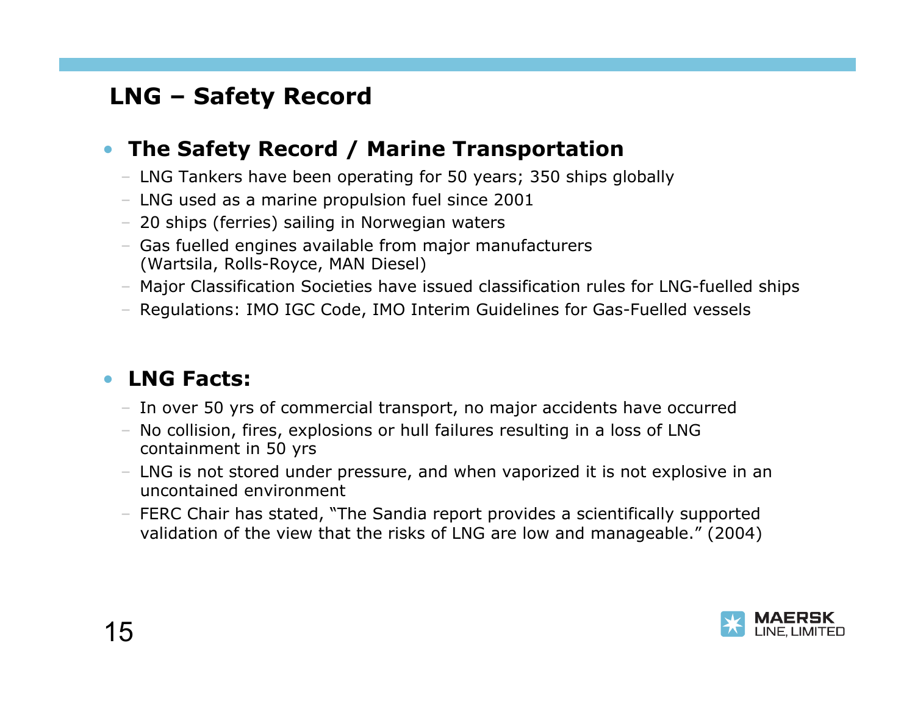# LNG – Safety Record

- **The Safety Record / Marine Transportation**
  - LNG Tankers have been operating for 50 years; 350 ships globally
  - LNG used as a marine propulsion fuel since 2001
  - 20 ships (ferries) sailing in Norwegian waters
  - Gas fuelled engines available from major manufacturers (Wartsila, Rolls-Royce, MAN Diesel)
  - Major Classification Societies have issued classification rules for LNG-fuelled ships
  - Regulations: IMO IGC Code, IMO Interim Guidelines for Gas-Fuelled vessels

- **LNG Facts:**
  - In over 50 yrs of commercial transport, no major accidents have occurred
  - No collision, fires, explosions or hull failures resulting in a loss of LNG containment in 50 yrs
  - LNG is not stored under pressure, and when vaporized it is not explosive in an uncontained environment
  - FERC Chair has stated, "The Sandia report provides a scientifically supported validation of the view that the risks of LNG are low and manageable." (2004)

MAERSK LINE, LIMITED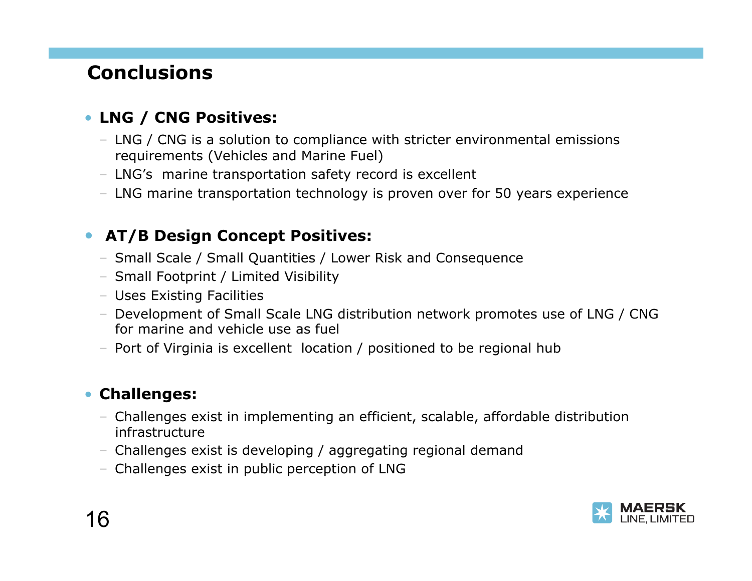## Conclusions

- **LNG / CNG Positives:**
  - LNG / CNG is a solution to compliance with stricter environmental emissions requirements (Vehicles and Marine Fuel)
  - LNG's marine transportation safety record is excellent
  - LNG marine transportation technology is proven over for 50 years experience

- **AT/B Design Concept Positives:**
  - Small Scale / Small Quantities / Lower Risk and Consequence
  - Small Footprint / Limited Visibility
  - Uses Existing Facilities
  - Development of Small Scale LNG distribution network promotes use of LNG / CNG for marine and vehicle use as fuel
  - Port of Virginia is excellent location / positioned to be regional hub

- **Challenges:**
  - Challenges exist in implementing an efficient, scalable, affordable distribution infrastructure
  - Challenges exist is developing / aggregating regional demand
  - Challenges exist in public perception of LNG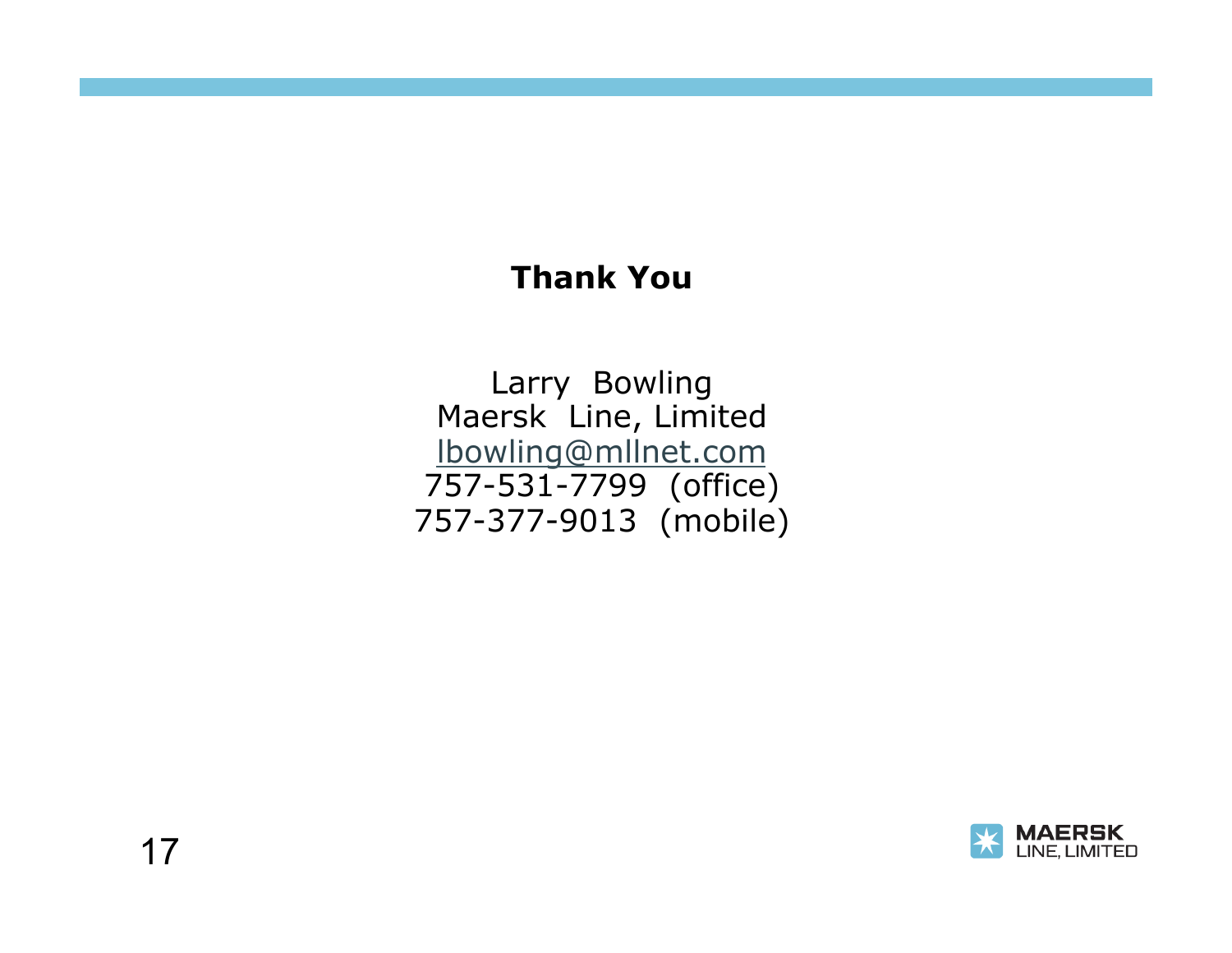**Thank You**

Larry Bowling
Maersk Line, Limited
lbowling@mllnet.com
757-531-7799 (office)
757-377-9013 (mobile)

MAERSK LINE, LIMITED